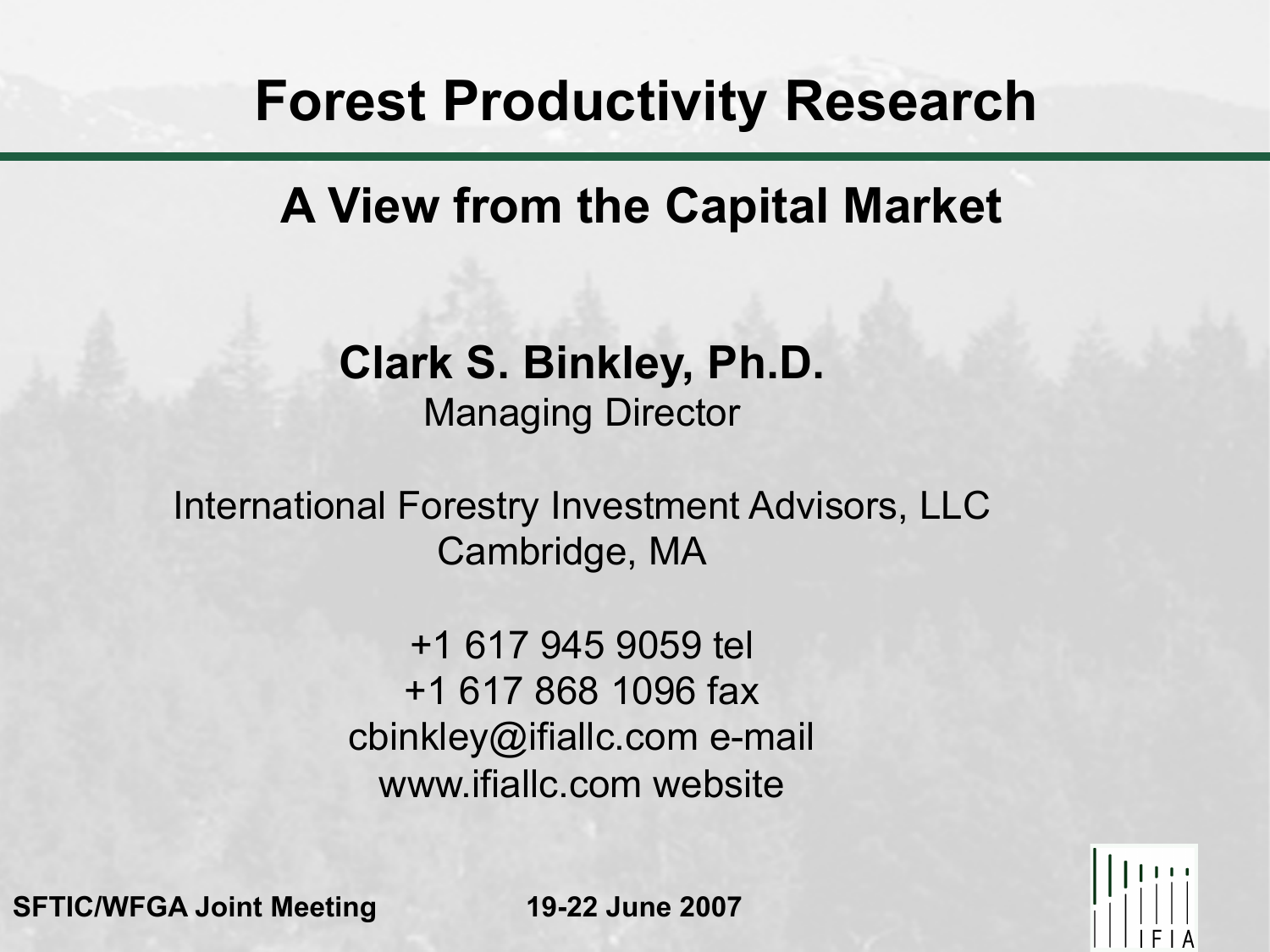# Forest Productivity Research

## A View from the Capital Market

**Clark S. Binkley, Ph.D.**
Managing Director

International Forestry Investment Advisors, LLC
Cambridge, MA

+1 617 945 9059 tel
+1 617 868 1096 fax
cbinkley@ifiallc.com e-mail
www.ifiallc.com website

**SFTIC/WFGA Joint Meeting** **19-22 June 2007**

IFIA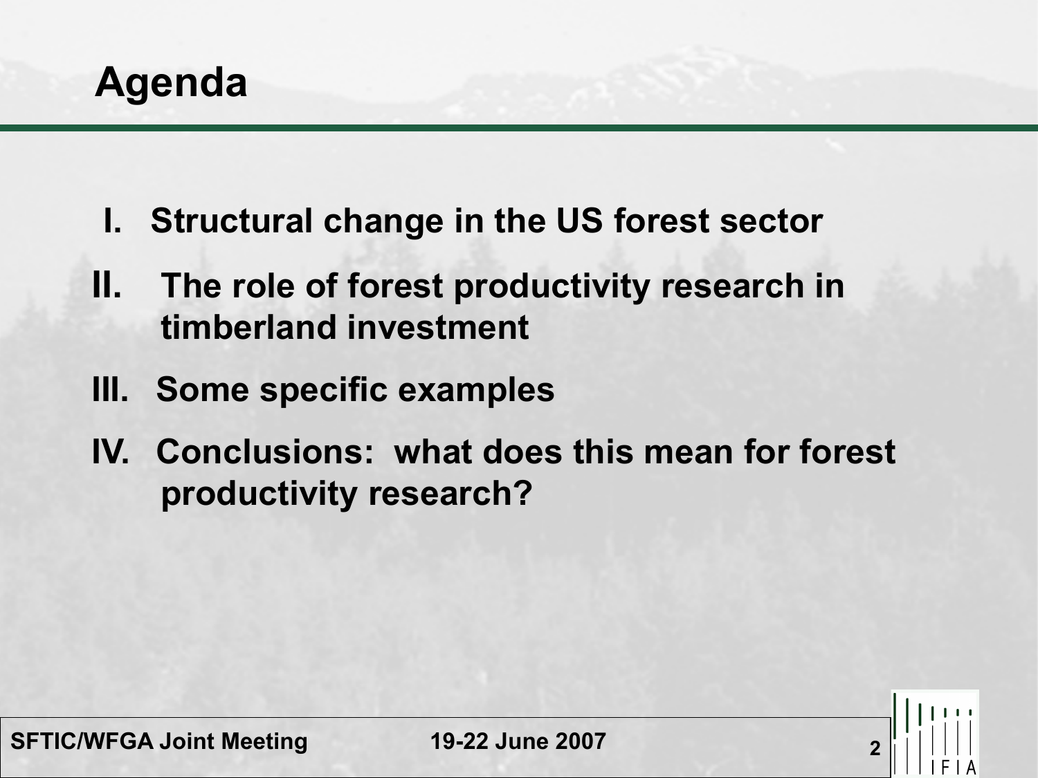# Agenda

I. Structural change in the US forest sector

II. The role of forest productivity research in timberland investment

III. Some specific examples

IV. Conclusions: what does this mean for forest productivity research?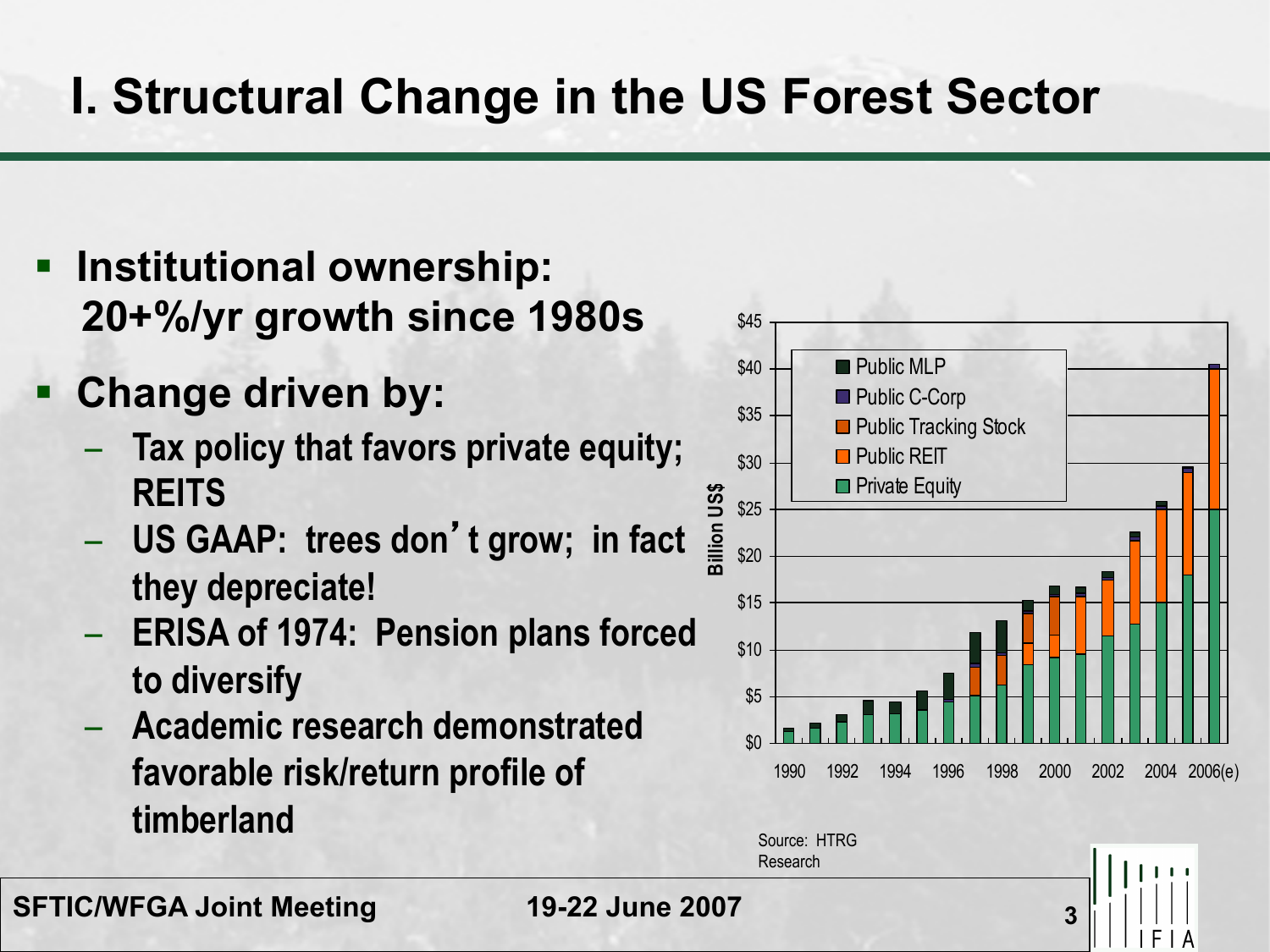# I. Structural Change in the US Forest Sector

- **Institutional ownership: 20+%/yr growth since 1980s**
- **Change driven by:**
  - **Tax policy that favors private equity; REITS**
  - **US GAAP: trees don't grow; in fact they depreciate!**
  - **ERISA of 1974: Pension plans forced to diversify**
  - **Academic research demonstrated favorable risk/return profile of timberland**

Billion US$

$45
$40
$35
$30
$25
$20
$15
$10
$5
$0

1990 1992 1994 1996 1998 2000 2002 2004 2006(e)

Public MLP
Public C-Corp
Public Tracking Stock
Public REIT
Private Equity

Source: HTRG Research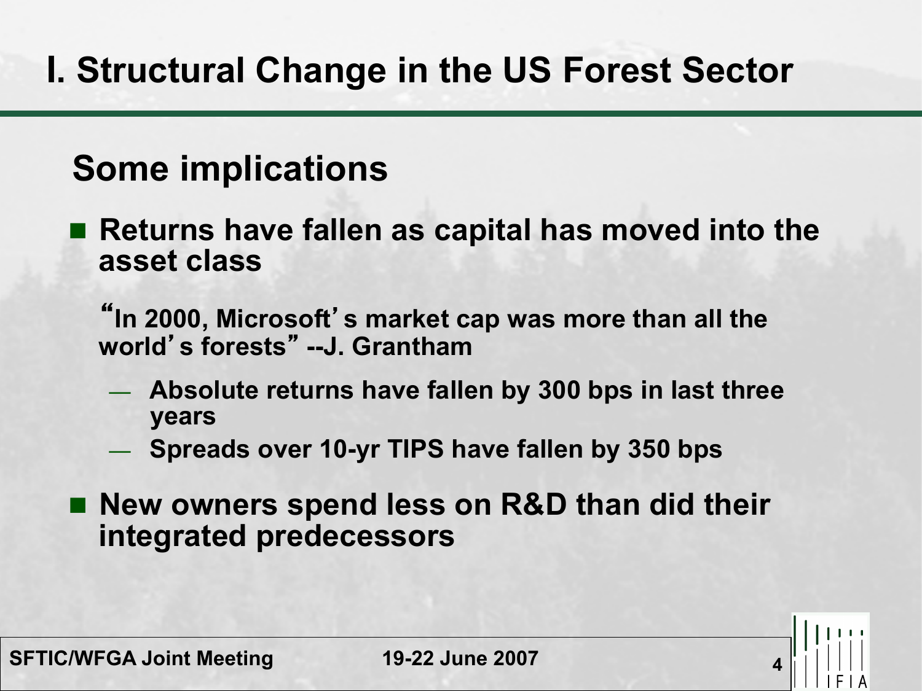# I. Structural Change in the US Forest Sector

## Some implications

- **Returns have fallen as capital has moved into the asset class**

  **"In 2000, Microsoft's market cap was more than all the world's forests" --J. Grantham**

  - **Absolute returns have fallen by 300 bps in last three years**
  - **Spreads over 10-yr TIPS have fallen by 350 bps**

- **New owners spend less on R&D than did their integrated predecessors**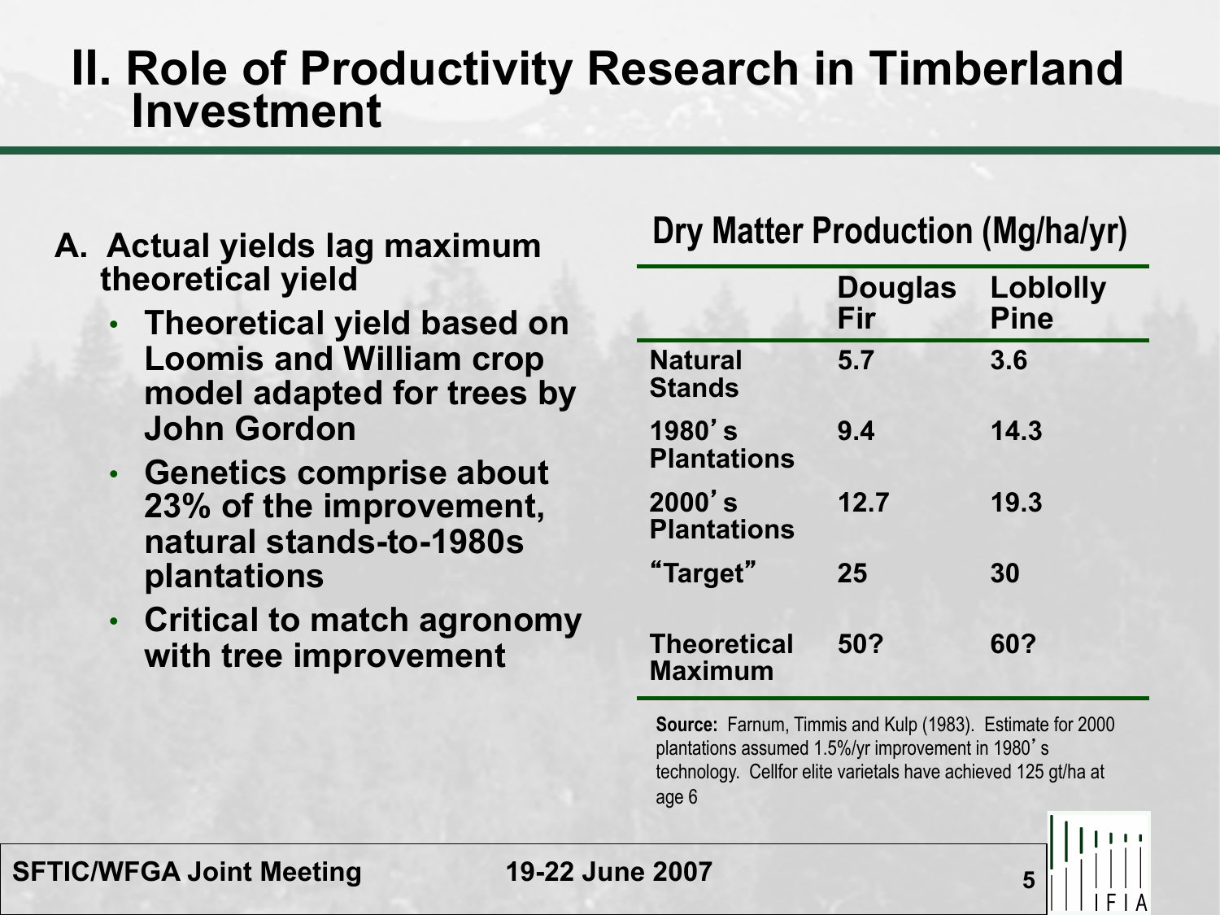# II. Role of Productivity Research in Timberland Investment

A. Actual yields lag maximum theoretical yield

- **Theoretical yield based on Loomis and William crop model adapted for trees by John Gordon**
- **Genetics comprise about 23% of the improvement, natural stands-to-1980s plantations**
- **Critical to match agronomy with tree improvement**

**Dry Matter Production (Mg/ha/yr)**

| | Douglas Fir | Loblolly Pine |
|---|---|---|
| Natural Stands | 5.7 | 3.6 |
| 1980's Plantations | 9.4 | 14.3 |
| 2000's Plantations | 12.7 | 19.3 |
| "Target" | 25 | 30 |
| Theoretical Maximum | 50? | 60? |

**Source:** Farnum, Timmis and Kulp (1983). Estimate for 2000 plantations assumed 1.5%/yr improvement in 1980's technology. Cellfor elite varietals have achieved 125 gt/ha at age 6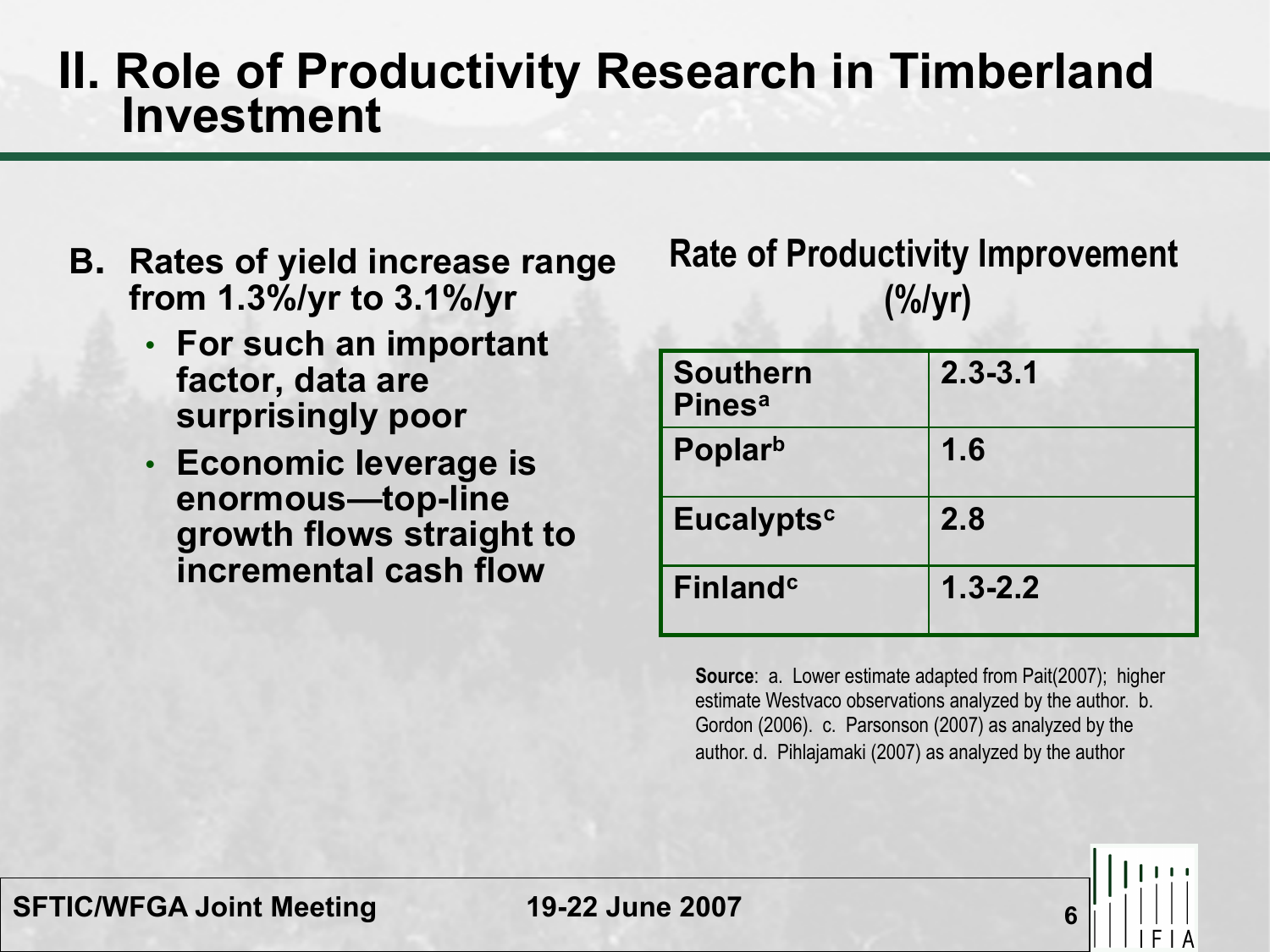# II. Role of Productivity Research in Timberland Investment

**B. Rates of yield increase range from 1.3%/yr to 3.1%/yr**

- **For such an important factor, data are surprisingly poor**
- **Economic leverage is enormous—top-line growth flows straight to incremental cash flow**

## Rate of Productivity Improvement (%/yr)

| | |
|---|---|
| **Southern Pines[a]** | **2.3-3.1** |
| **Poplar[b]** | **1.6** |
| **Eucalypts[c]** | **2.8** |
| **Finland[c]** | **1.3-2.2** |

**Source**: a. Lower estimate adapted from Pait(2007); higher estimate Westvaco observations analyzed by the author. b. Gordon (2006). c. Parsonson (2007) as analyzed by the author. d. Pihlajamaki (2007) as analyzed by the author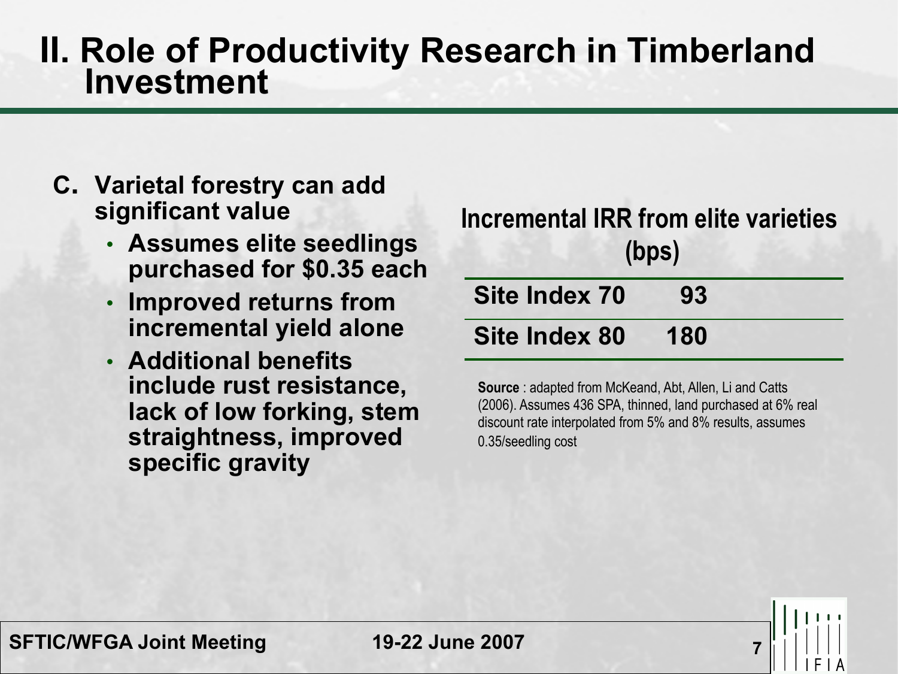# II. Role of Productivity Research in Timberland Investment

C. **Varietal forestry can add significant value**

- **Assumes elite seedlings purchased for \$0.35 each**
- **Improved returns from incremental yield alone**
- **Additional benefits include rust resistance, lack of low forking, stem straightness, improved specific gravity**

**Incremental IRR from elite varieties (bps)**

| | |
|---|---|
| Site Index 70 | 93 |
| Site Index 80 | 180 |

**Source** : adapted from McKeand, Abt, Allen, Li and Catts (2006). Assumes 436 SPA, thinned, land purchased at 6% real discount rate interpolated from 5% and 8% results, assumes 0.35/seedling cost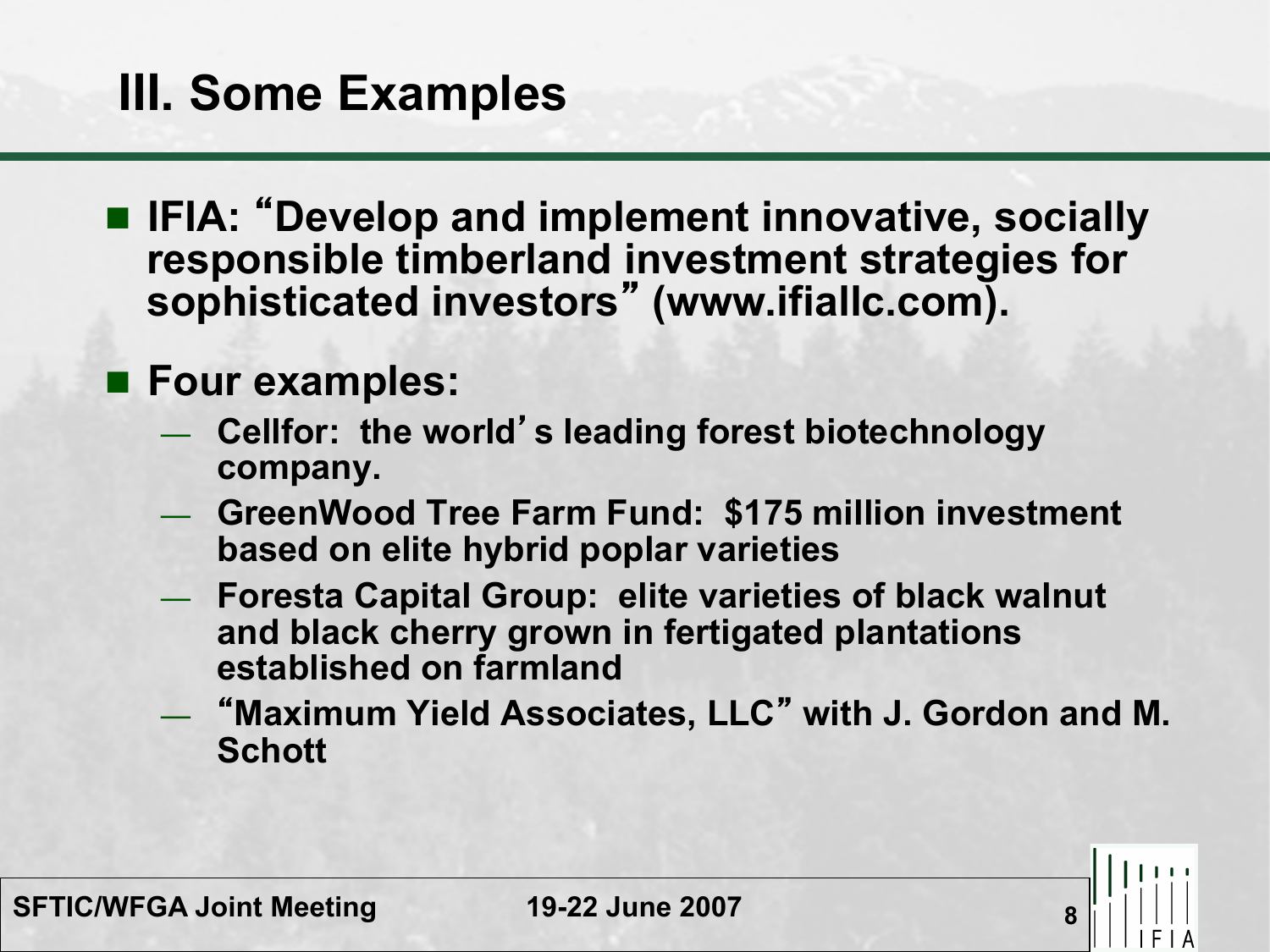# III. Some Examples

- IFIA: "Develop and implement innovative, socially responsible timberland investment strategies for sophisticated investors" (www.ifiallc.com).
- Four examples:
  - Cellfor: the world's leading forest biotechnology company.
  - GreenWood Tree Farm Fund: $175 million investment based on elite hybrid poplar varieties
  - Foresta Capital Group: elite varieties of black walnut and black cherry grown in fertigated plantations established on farmland
  - "Maximum Yield Associates, LLC" with J. Gordon and M. Schott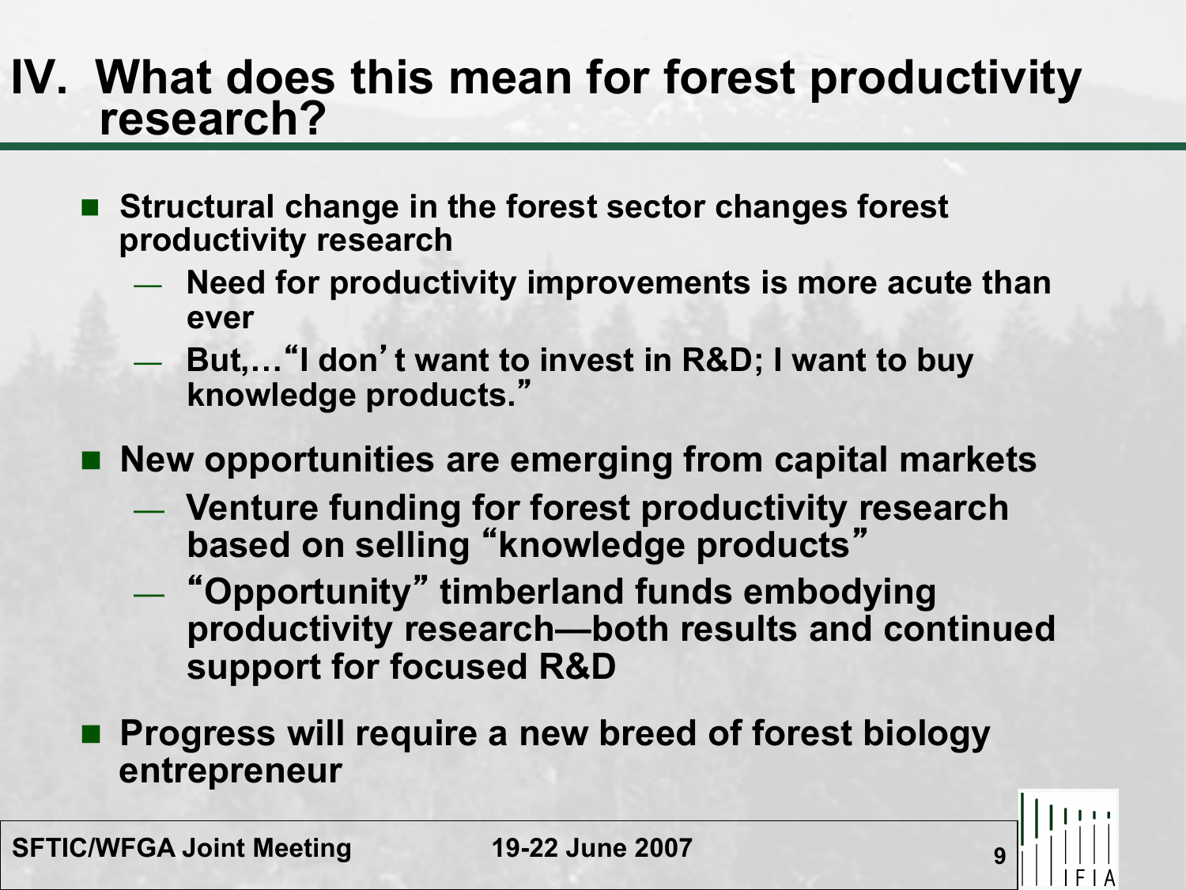# IV. What does this mean for forest productivity research?

- **Structural change in the forest sector changes forest productivity research**
  - **Need for productivity improvements is more acute than ever**
  - **But,…"I don't want to invest in R&D; I want to buy knowledge products."**
- **New opportunities are emerging from capital markets**
  - **Venture funding for forest productivity research based on selling "knowledge products"**
  - **"Opportunity" timberland funds embodying productivity research—both results and continued support for focused R&D**
- **Progress will require a new breed of forest biology entrepreneur**